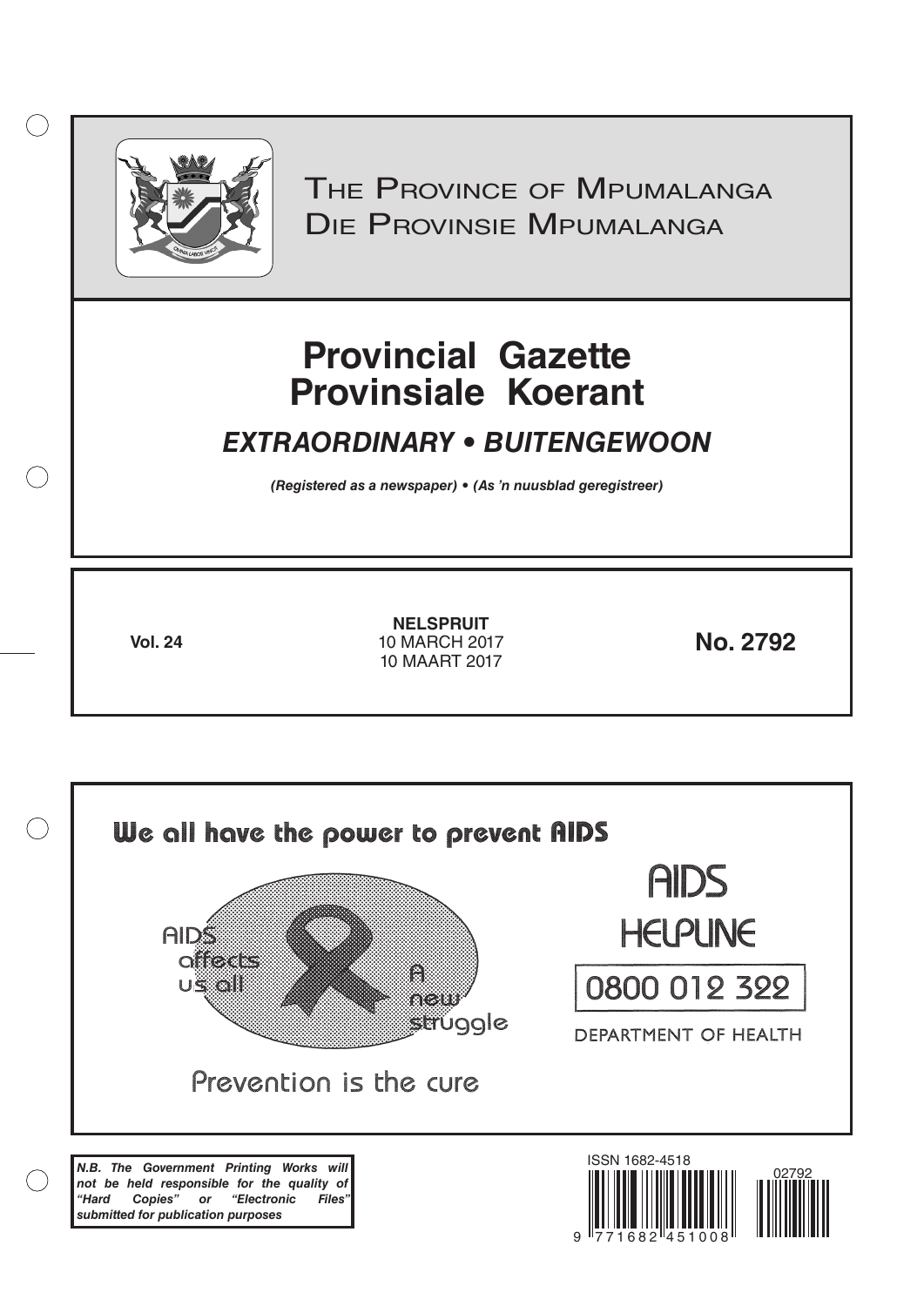# The Province of Mpumalanga
# Die Provinsie Mpumalanga

# Provincial Gazette
# Provinsiale Koerant

## *EXTRAORDINARY • BUITENGEWOON*

***(Registered as a newspaper) • (As 'n nuusblad geregistreer)***

**Vol. 24**

**NELSPRUIT**
10 MARCH 2017
10 MAART 2017

**No. 2792**

We all have the power to prevent AIDS

AIDS affects us all

A new struggle

Prevention is the cure

AIDS HELPLINE

0800 012 322

DEPARTMENT OF HEALTH

***N.B. The Government Printing Works will not be held responsible for the quality of "Hard Copies" or "Electronic Files" submitted for publication purposes***

ISSN 1682-4518

02792

9 771682 451008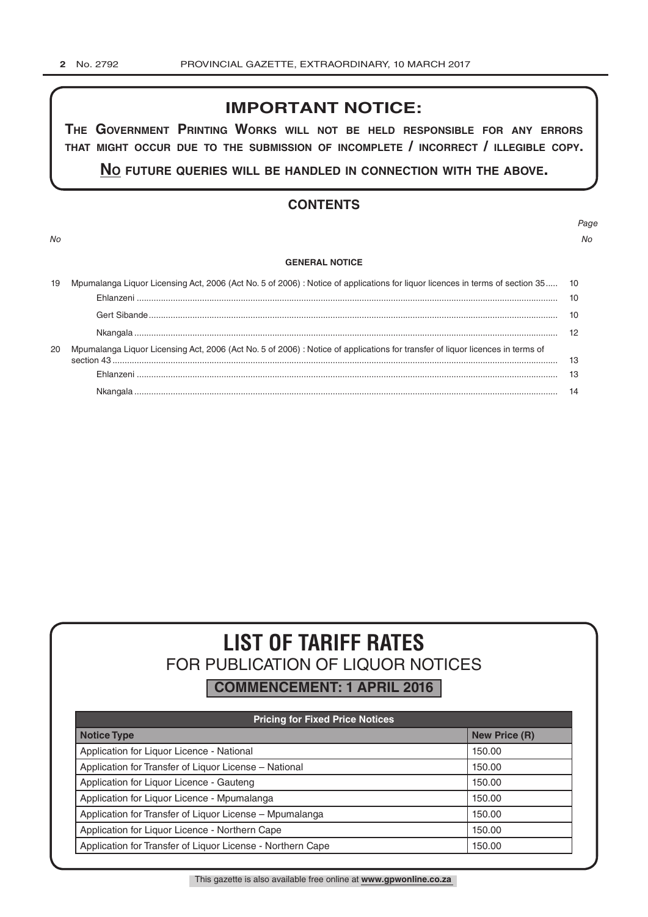## IMPORTANT NOTICE:

**THE GOVERNMENT PRINTING WORKS WILL NOT BE HELD RESPONSIBLE FOR ANY ERRORS THAT MIGHT OCCUR DUE TO THE SUBMISSION OF INCOMPLETE / INCORRECT / ILLEGIBLE COPY.**

**NO FUTURE QUERIES WILL BE HANDLED IN CONNECTION WITH THE ABOVE.**

## CONTENTS

| *No* | | *Page No* |
|---|---|---|
| | **GENERAL NOTICE** | |
| 19 | Mpumalanga Liquor Licensing Act, 2006 (Act No. 5 of 2006) : Notice of applications for liquor licences in terms of section 35 | 10 |
| | Ehlanzeni | 10 |
| | Gert Sibande | 10 |
| | Nkangala | 12 |
| 20 | Mpumalanga Liquor Licensing Act, 2006 (Act No. 5 of 2006) : Notice of applications for transfer of liquor licences in terms of section 43 | 13 |
| | Ehlanzeni | 13 |
| | Nkangala | 14 |

# LIST OF TARIFF RATES
## FOR PUBLICATION OF LIQUOR NOTICES
**COMMENCEMENT: 1 APRIL 2016**

| Pricing for Fixed Price Notices | |
|---|---|
| **Notice Type** | **New Price (R)** |
| Application for Liquor Licence - National | 150.00 |
| Application for Transfer of Liquor License – National | 150.00 |
| Application for Liquor Licence - Gauteng | 150.00 |
| Application for Liquor Licence - Mpumalanga | 150.00 |
| Application for Transfer of Liquor License – Mpumalanga | 150.00 |
| Application for Liquor Licence - Northern Cape | 150.00 |
| Application for Transfer of Liquor License - Northern Cape | 150.00 |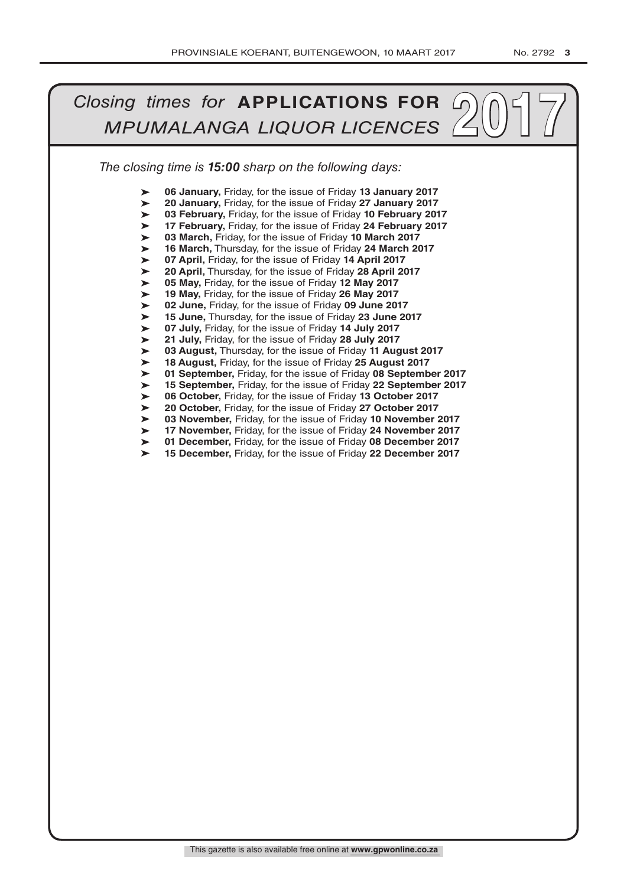# *Closing times for* **APPLICATIONS FOR** *MPUMALANGA LIQUOR LICENCES* 2017

*The closing time is **15:00** sharp on the following days:*

- **06 January,** Friday, for the issue of Friday **13 January 2017**
- **20 January,** Friday, for the issue of Friday **27 January 2017**
- **03 February,** Friday, for the issue of Friday **10 February 2017**
- **17 February,** Friday, for the issue of Friday **24 February 2017**
- **03 March,** Friday, for the issue of Friday **10 March 2017**
- **16 March,** Thursday, for the issue of Friday **24 March 2017**
- **07 April,** Friday, for the issue of Friday **14 April 2017**
- **20 April,** Thursday, for the issue of Friday **28 April 2017**
- **05 May,** Friday, for the issue of Friday **12 May 2017**
- **19 May,** Friday, for the issue of Friday **26 May 2017**
- **02 June,** Friday, for the issue of Friday **09 June 2017**
- **15 June,** Thursday, for the issue of Friday **23 June 2017**
- **07 July,** Friday, for the issue of Friday **14 July 2017**
- **21 July,** Friday, for the issue of Friday **28 July 2017**
- **03 August,** Thursday, for the issue of Friday **11 August 2017**
- **18 August,** Friday, for the issue of Friday **25 August 2017**
- **01 September,** Friday, for the issue of Friday **08 September 2017**
- **15 September,** Friday, for the issue of Friday **22 September 2017**
- **06 October,** Friday, for the issue of Friday **13 October 2017**
- **20 October,** Friday, for the issue of Friday **27 October 2017**
- **03 November,** Friday, for the issue of Friday **10 November 2017**
- **17 November,** Friday, for the issue of Friday **24 November 2017**
- **01 December,** Friday, for the issue of Friday **08 December 2017**
- **15 December,** Friday, for the issue of Friday **22 December 2017**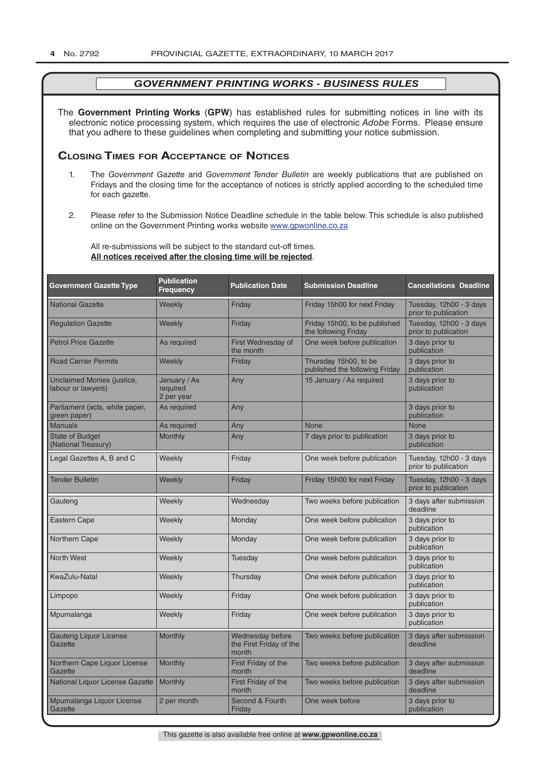## *GOVERNMENT PRINTING WORKS - BUSINESS RULES*

The **Government Printing Works** (**GPW**) has established rules for submitting notices in line with its electronic notice processing system, which requires the use of electronic *Adobe* Forms. Please ensure that you adhere to these guidelines when completing and submitting your notice submission.

### Closing Times for Acceptance of Notices

1. The *Government Gazette* and *Government Tender Bulletin* are weekly publications that are published on Fridays and the closing time for the acceptance of notices is strictly applied according to the scheduled time for each gazette.

2. Please refer to the Submission Notice Deadline schedule in the table below. This schedule is also published online on the Government Printing works website www.gpwonline.co.za

All re-submissions will be subject to the standard cut-off times.
**All notices received after the closing time will be rejected**.

| Government Gazette Type | Publication Frequency | Publication Date | Submission Deadline | Cancellations Deadline |
|---|---|---|---|---|
| National Gazette | Weekly | Friday | Friday 15h00 for next Friday | Tuesday, 12h00 - 3 days prior to publication |
| Regulation Gazette | Weekly | Friday | Friday 15h00, to be published the following Friday | Tuesday, 12h00 - 3 days prior to publication |
| Petrol Price Gazette | As required | First Wednesday of the month | One week before publication | 3 days prior to publication |
| Road Carrier Permits | Weekly | Friday | Thursday 15h00, to be published the following Friday | 3 days prior to publication |
| Unclaimed Monies (justice, labour or lawyers) | January / As required 2 per year | Any | 15 January / As required | 3 days prior to publication |
| Parliament (acts, white paper, green paper) | As required | Any | | 3 days prior to publication |
| Manuals | As required | Any | None | None |
| State of Budget (National Treasury) | Monthly | Any | 7 days prior to publication | 3 days prior to publication |
| Legal Gazettes A, B and C | Weekly | Friday | One week before publication | Tuesday, 12h00 - 3 days prior to publication |
| Tender Bulletin | Weekly | Friday | Friday 15h00 for next Friday | Tuesday, 12h00 - 3 days prior to publication |
| Gauteng | Weekly | Wednesday | Two weeks before publication | 3 days after submission deadline |
| Eastern Cape | Weekly | Monday | One week before publication | 3 days prior to publication |
| Northern Cape | Weekly | Monday | One week before publication | 3 days prior to publication |
| North West | Weekly | Tuesday | One week before publication | 3 days prior to publication |
| KwaZulu-Natal | Weekly | Thursday | One week before publication | 3 days prior to publication |
| Limpopo | Weekly | Friday | One week before publication | 3 days prior to publication |
| Mpumalanga | Weekly | Friday | One week before publication | 3 days prior to publication |
| Gauteng Liquor License Gazette | Monthly | Wednesday before the First Friday of the month | Two weeks before publication | 3 days after submission deadline |
| Northern Cape Liquor License Gazette | Monthly | First Friday of the month | Two weeks before publication | 3 days after submission deadline |
| National Liquor License Gazette | Monthly | First Friday of the month | Two weeks before publication | 3 days after submission deadline |
| Mpumalanga Liquor License Gazette | 2 per month | Second & Fourth Friday | One week before | 3 days prior to publication |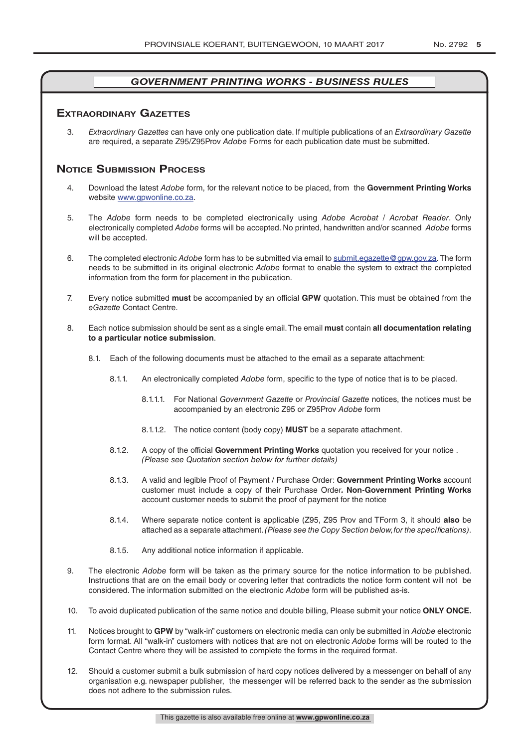## *GOVERNMENT PRINTING WORKS - BUSINESS RULES*

### Extraordinary Gazettes

3. *Extraordinary Gazettes* can have only one publication date. If multiple publications of an *Extraordinary Gazette* are required, a separate Z95/Z95Prov *Adobe* Forms for each publication date must be submitted.

### Notice Submission Process

4. Download the latest *Adobe* form, for the relevant notice to be placed, from the **Government Printing Works** website www.gpwonline.co.za.

5. The *Adobe* form needs to be completed electronically using *Adobe Acrobat* / *Acrobat Reader*. Only electronically completed *Adobe* forms will be accepted. No printed, handwritten and/or scanned *Adobe* forms will be accepted.

6. The completed electronic *Adobe* form has to be submitted via email to submit.egazette@gpw.gov.za. The form needs to be submitted in its original electronic *Adobe* format to enable the system to extract the completed information from the form for placement in the publication.

7. Every notice submitted **must** be accompanied by an official **GPW** quotation. This must be obtained from the *eGazette* Contact Centre.

8. Each notice submission should be sent as a single email. The email **must** contain **all documentation relating to a particular notice submission**.

   8.1. Each of the following documents must be attached to the email as a separate attachment:

   8.1.1. An electronically completed *Adobe* form, specific to the type of notice that is to be placed.

   8.1.1.1. For National *Government Gazette* or *Provincial Gazette* notices, the notices must be accompanied by an electronic Z95 or Z95Prov *Adobe* form

   8.1.1.2. The notice content (body copy) **MUST** be a separate attachment.

   8.1.2. A copy of the official **Government Printing Works** quotation you received for your notice . *(Please see Quotation section below for further details)*

   8.1.3. A valid and legible Proof of Payment / Purchase Order: **Government Printing Works** account customer must include a copy of their Purchase Order**. Non**-**Government Printing Works** account customer needs to submit the proof of payment for the notice

   8.1.4. Where separate notice content is applicable (Z95, Z95 Prov and TForm 3, it should **also** be attached as a separate attachment. *(Please see the Copy Section below, for the specifications)*.

   8.1.5. Any additional notice information if applicable.

9. The electronic *Adobe* form will be taken as the primary source for the notice information to be published. Instructions that are on the email body or covering letter that contradicts the notice form content will not be considered. The information submitted on the electronic *Adobe* form will be published as-is.

10. To avoid duplicated publication of the same notice and double billing, Please submit your notice **ONLY ONCE.**

11. Notices brought to **GPW** by "walk-in" customers on electronic media can only be submitted in *Adobe* electronic form format. All "walk-in" customers with notices that are not on electronic *Adobe* forms will be routed to the Contact Centre where they will be assisted to complete the forms in the required format.

12. Should a customer submit a bulk submission of hard copy notices delivered by a messenger on behalf of any organisation e.g. newspaper publisher, the messenger will be referred back to the sender as the submission does not adhere to the submission rules.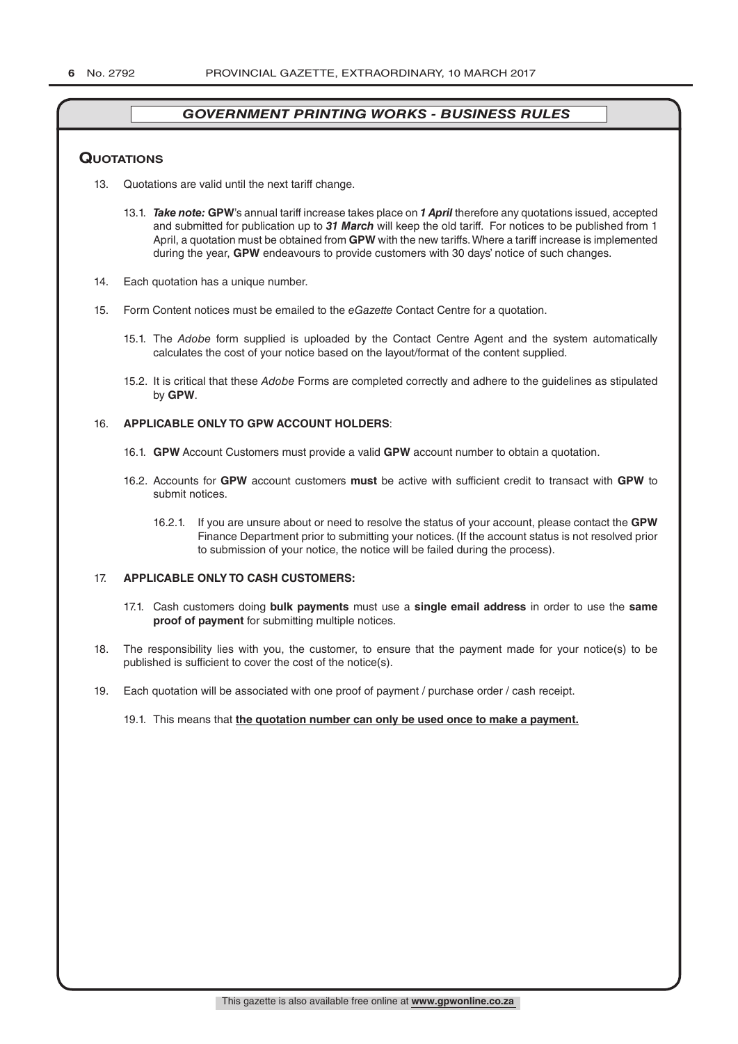## GOVERNMENT PRINTING WORKS - BUSINESS RULES

### Quotations

13. Quotations are valid until the next tariff change.

    13.1. ***Take note:*** **GPW**'s annual tariff increase takes place on ***1 April*** therefore any quotations issued, accepted and submitted for publication up to ***31 March*** will keep the old tariff. For notices to be published from 1 April, a quotation must be obtained from **GPW** with the new tariffs. Where a tariff increase is implemented during the year, **GPW** endeavours to provide customers with 30 days' notice of such changes.

14. Each quotation has a unique number.

15. Form Content notices must be emailed to the *eGazette* Contact Centre for a quotation.

    15.1. The *Adobe* form supplied is uploaded by the Contact Centre Agent and the system automatically calculates the cost of your notice based on the layout/format of the content supplied.

    15.2. It is critical that these *Adobe* Forms are completed correctly and adhere to the guidelines as stipulated by **GPW**.

16. **APPLICABLE ONLY TO GPW ACCOUNT HOLDERS**:

    16.1. **GPW** Account Customers must provide a valid **GPW** account number to obtain a quotation.

    16.2. Accounts for **GPW** account customers **must** be active with sufficient credit to transact with **GPW** to submit notices.

    16.2.1. If you are unsure about or need to resolve the status of your account, please contact the **GPW** Finance Department prior to submitting your notices. (If the account status is not resolved prior to submission of your notice, the notice will be failed during the process).

17. **APPLICABLE ONLY TO CASH CUSTOMERS:**

    17.1. Cash customers doing **bulk payments** must use a **single email address** in order to use the **same proof of payment** for submitting multiple notices.

18. The responsibility lies with you, the customer, to ensure that the payment made for your notice(s) to be published is sufficient to cover the cost of the notice(s).

19. Each quotation will be associated with one proof of payment / purchase order / cash receipt.

    19.1. This means that **the quotation number can only be used once to make a payment.**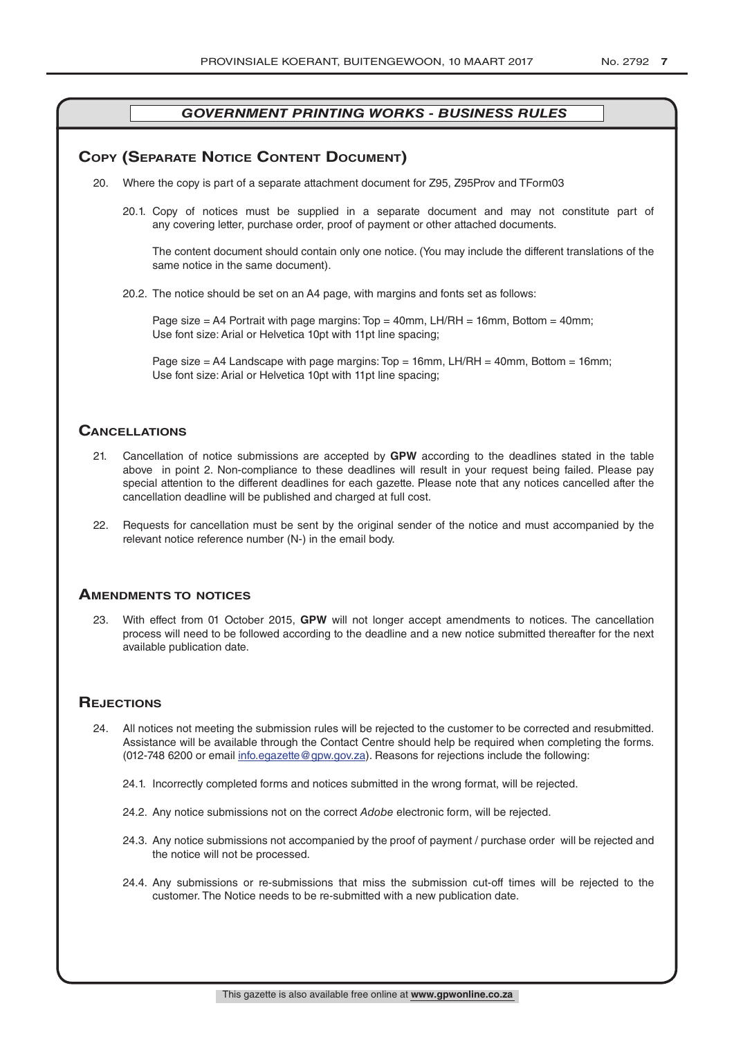## GOVERNMENT PRINTING WORKS - BUSINESS RULES

### Copy (Separate Notice Content Document)

20. Where the copy is part of a separate attachment document for Z95, Z95Prov and TForm03

    20.1. Copy of notices must be supplied in a separate document and may not constitute part of any covering letter, purchase order, proof of payment or other attached documents.

    The content document should contain only one notice. (You may include the different translations of the same notice in the same document).

    20.2. The notice should be set on an A4 page, with margins and fonts set as follows:

    Page size = A4 Portrait with page margins: Top = 40mm, LH/RH = 16mm, Bottom = 40mm;
    Use font size: Arial or Helvetica 10pt with 11pt line spacing;

    Page size = A4 Landscape with page margins: Top = 16mm, LH/RH = 40mm, Bottom = 16mm;
    Use font size: Arial or Helvetica 10pt with 11pt line spacing;

### Cancellations

21. Cancellation of notice submissions are accepted by **GPW** according to the deadlines stated in the table above in point 2. Non-compliance to these deadlines will result in your request being failed. Please pay special attention to the different deadlines for each gazette. Please note that any notices cancelled after the cancellation deadline will be published and charged at full cost.

22. Requests for cancellation must be sent by the original sender of the notice and must accompanied by the relevant notice reference number (N-) in the email body.

### Amendments to notices

23. With effect from 01 October 2015, **GPW** will not longer accept amendments to notices. The cancellation process will need to be followed according to the deadline and a new notice submitted thereafter for the next available publication date.

### Rejections

24. All notices not meeting the submission rules will be rejected to the customer to be corrected and resubmitted. Assistance will be available through the Contact Centre should help be required when completing the forms. (012-748 6200 or email info.egazette@gpw.gov.za). Reasons for rejections include the following:

    24.1. Incorrectly completed forms and notices submitted in the wrong format, will be rejected.

    24.2. Any notice submissions not on the correct *Adobe* electronic form, will be rejected.

    24.3. Any notice submissions not accompanied by the proof of payment / purchase order will be rejected and the notice will not be processed.

    24.4. Any submissions or re-submissions that miss the submission cut-off times will be rejected to the customer. The Notice needs to be re-submitted with a new publication date.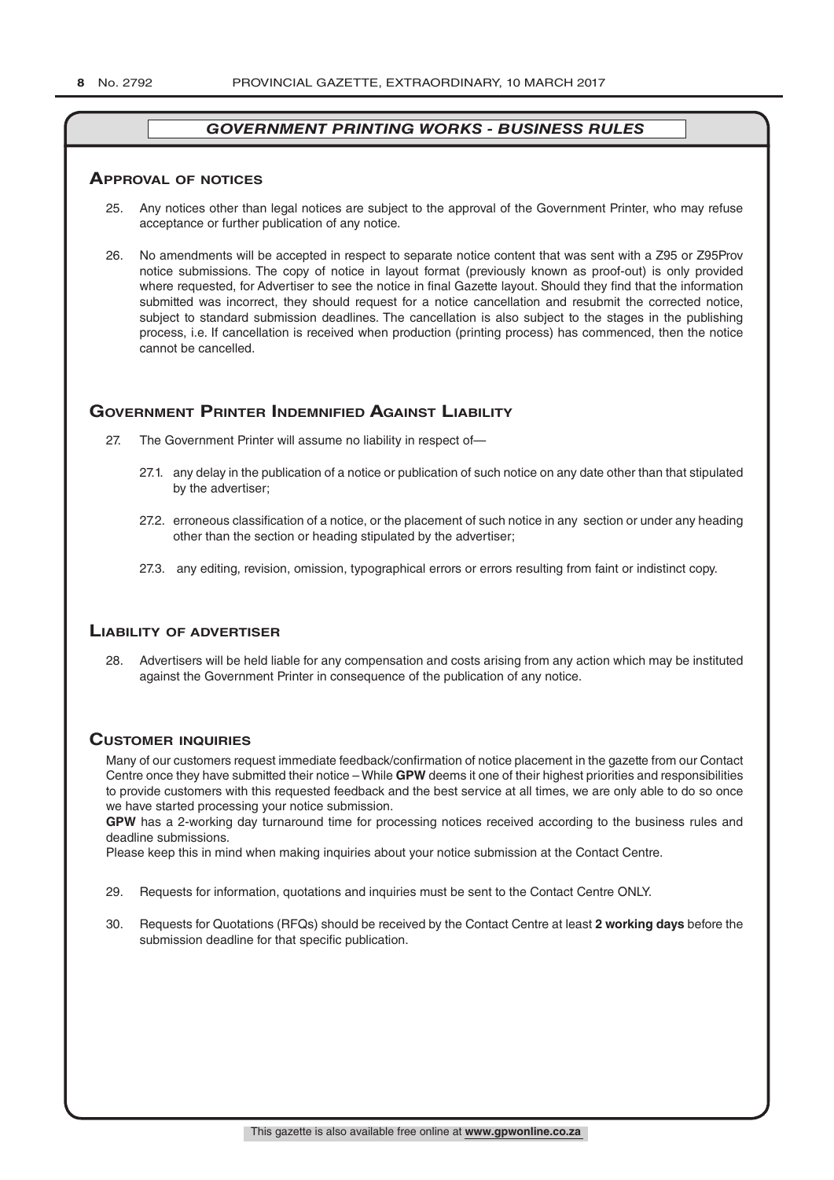## GOVERNMENT PRINTING WORKS - BUSINESS RULES

### Approval of notices

25. Any notices other than legal notices are subject to the approval of the Government Printer, who may refuse acceptance or further publication of any notice.

26. No amendments will be accepted in respect to separate notice content that was sent with a Z95 or Z95Prov notice submissions. The copy of notice in layout format (previously known as proof-out) is only provided where requested, for Advertiser to see the notice in final Gazette layout. Should they find that the information submitted was incorrect, they should request for a notice cancellation and resubmit the corrected notice, subject to standard submission deadlines. The cancellation is also subject to the stages in the publishing process, i.e. If cancellation is received when production (printing process) has commenced, then the notice cannot be cancelled.

### Government Printer Indemnified Against Liability

27. The Government Printer will assume no liability in respect of—

    27.1. any delay in the publication of a notice or publication of such notice on any date other than that stipulated by the advertiser;

    27.2. erroneous classification of a notice, or the placement of such notice in any section or under any heading other than the section or heading stipulated by the advertiser;

    27.3. any editing, revision, omission, typographical errors or errors resulting from faint or indistinct copy.

### Liability of advertiser

28. Advertisers will be held liable for any compensation and costs arising from any action which may be instituted against the Government Printer in consequence of the publication of any notice.

### Customer inquiries

Many of our customers request immediate feedback/confirmation of notice placement in the gazette from our Contact Centre once they have submitted their notice – While **GPW** deems it one of their highest priorities and responsibilities to provide customers with this requested feedback and the best service at all times, we are only able to do so once we have started processing your notice submission.

**GPW** has a 2-working day turnaround time for processing notices received according to the business rules and deadline submissions.

Please keep this in mind when making inquiries about your notice submission at the Contact Centre.

29. Requests for information, quotations and inquiries must be sent to the Contact Centre ONLY.

30. Requests for Quotations (RFQs) should be received by the Contact Centre at least **2 working days** before the submission deadline for that specific publication.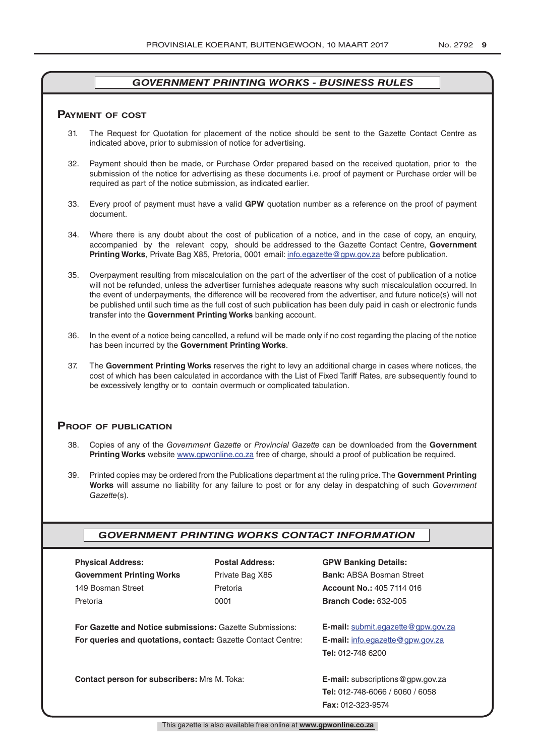## *GOVERNMENT PRINTING WORKS - BUSINESS RULES*

### Payment of cost

31. The Request for Quotation for placement of the notice should be sent to the Gazette Contact Centre as indicated above, prior to submission of notice for advertising.

32. Payment should then be made, or Purchase Order prepared based on the received quotation, prior to the submission of the notice for advertising as these documents i.e. proof of payment or Purchase order will be required as part of the notice submission, as indicated earlier.

33. Every proof of payment must have a valid **GPW** quotation number as a reference on the proof of payment document.

34. Where there is any doubt about the cost of publication of a notice, and in the case of copy, an enquiry, accompanied by the relevant copy, should be addressed to the Gazette Contact Centre, **Government Printing Works**, Private Bag X85, Pretoria, 0001 email: info.egazette@gpw.gov.za before publication.

35. Overpayment resulting from miscalculation on the part of the advertiser of the cost of publication of a notice will not be refunded, unless the advertiser furnishes adequate reasons why such miscalculation occurred. In the event of underpayments, the difference will be recovered from the advertiser, and future notice(s) will not be published until such time as the full cost of such publication has been duly paid in cash or electronic funds transfer into the **Government Printing Works** banking account.

36. In the event of a notice being cancelled, a refund will be made only if no cost regarding the placing of the notice has been incurred by the **Government Printing Works**.

37. The **Government Printing Works** reserves the right to levy an additional charge in cases where notices, the cost of which has been calculated in accordance with the List of Fixed Tariff Rates, are subsequently found to be excessively lengthy or to contain overmuch or complicated tabulation.

### Proof of publication

38. Copies of any of the *Government Gazette* or *Provincial Gazette* can be downloaded from the **Government Printing Works** website www.gpwonline.co.za free of charge, should a proof of publication be required.

39. Printed copies may be ordered from the Publications department at the ruling price. The **Government Printing Works** will assume no liability for any failure to post or for any delay in despatching of such *Government Gazette*(s).

## *GOVERNMENT PRINTING WORKS CONTACT INFORMATION*

| **Physical Address:** | **Postal Address:** | **GPW Banking Details:** |
|---|---|---|
| **Government Printing Works** | Private Bag X85 | **Bank:** ABSA Bosman Street |
| 149 Bosman Street | Pretoria | **Account No.:** 405 7114 016 |
| Pretoria | 0001 | **Branch Code:** 632-005 |

**For Gazette and Notice submissions:** Gazette Submissions: **E-mail:** submit.egazette@gpw.gov.za

**For queries and quotations, contact:** Gazette Contact Centre: **E-mail:** info.egazette@gpw.gov.za
**Tel:** 012-748 6200

**Contact person for subscribers:** Mrs M. Toka: **E-mail:** subscriptions@gpw.gov.za
**Tel:** 012-748-6066 / 6060 / 6058
**Fax:** 012-323-9574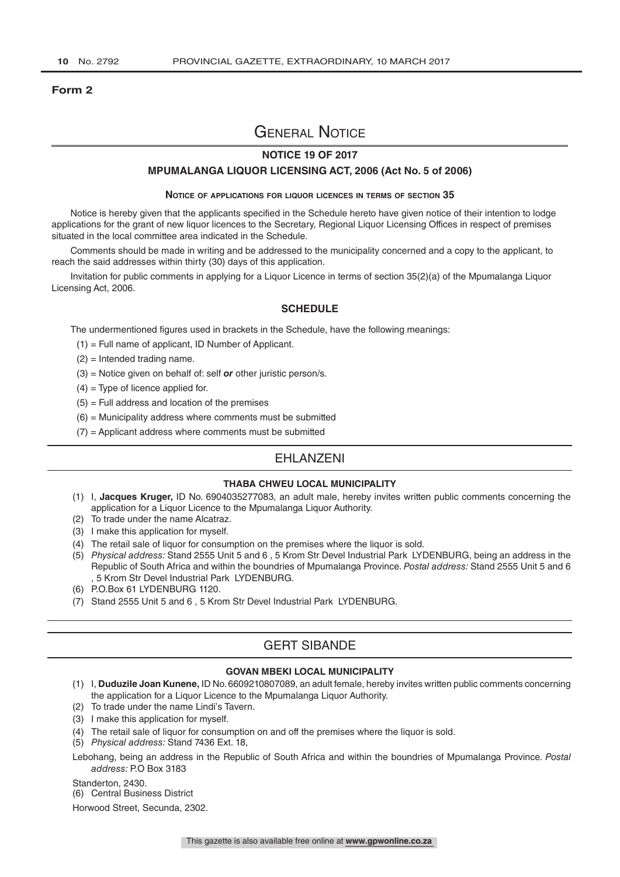**Form 2**

# General Notice

## NOTICE 19 OF 2017

## MPUMALANGA LIQUOR LICENSING ACT, 2006 (Act No. 5 of 2006)

### Notice of applications for liquor licences in terms of section 35

Notice is hereby given that the applicants specified in the Schedule hereto have given notice of their intention to lodge applications for the grant of new liquor licences to the Secretary, Regional Liquor Licensing Offices in respect of premises situated in the local committee area indicated in the Schedule.

Comments should be made in writing and be addressed to the municipality concerned and a copy to the applicant, to reach the said addresses within thirty (30) days of this application.

Invitation for public comments in applying for a Liquor Licence in terms of section 35(2)(a) of the Mpumalanga Liquor Licensing Act, 2006.

### SCHEDULE

The undermentioned figures used in brackets in the Schedule, have the following meanings:

(1) = Full name of applicant, ID Number of Applicant.

(2) = Intended trading name.

(3) = Notice given on behalf of: self ***or*** other juristic person/s.

(4) = Type of licence applied for.

(5) = Full address and location of the premises

(6) = Municipality address where comments must be submitted

(7) = Applicant address where comments must be submitted

## EHLANZENI

### THABA CHWEU LOCAL MUNICIPALITY

(1) I, **Jacques Kruger,** ID No. 6904035277083, an adult male, hereby invites written public comments concerning the application for a Liquor Licence to the Mpumalanga Liquor Authority.

(2) To trade under the name Alcatraz.

(3) I make this application for myself.

(4) The retail sale of liquor for consumption on the premises where the liquor is sold.

(5) *Physical address:* Stand 2555 Unit 5 and 6 , 5 Krom Str Devel Industrial Park LYDENBURG, being an address in the Republic of South Africa and within the boundries of Mpumalanga Province. *Postal address:* Stand 2555 Unit 5 and 6 , 5 Krom Str Devel Industrial Park LYDENBURG.

(6) P.O.Box 61 LYDENBURG 1120.

(7) Stand 2555 Unit 5 and 6 , 5 Krom Str Devel Industrial Park LYDENBURG.

## GERT SIBANDE

### GOVAN MBEKI LOCAL MUNICIPALITY

(1) I, **Duduzile Joan Kunene,** ID No. 6609210807089, an adult female, hereby invites written public comments concerning the application for a Liquor Licence to the Mpumalanga Liquor Authority.

(2) To trade under the name Lindi's Tavern.

(3) I make this application for myself.

(4) The retail sale of liquor for consumption on and off the premises where the liquor is sold.

(5) *Physical address:* Stand 7436 Ext. 18,

Lebohang, being an address in the Republic of South Africa and within the boundries of Mpumalanga Province. *Postal address:* P.O Box 3183

Standerton, 2430.

(6) Central Business District

Horwood Street, Secunda, 2302.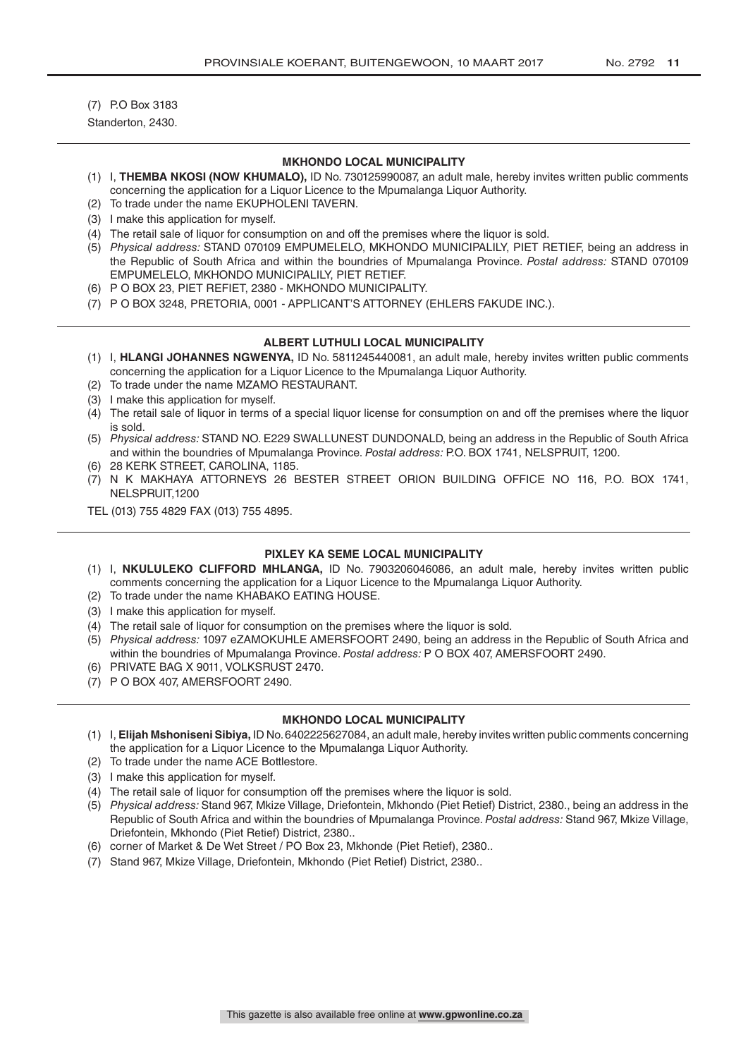(7) P.O Box 3183

Standerton, 2430.

---

**MKHONDO LOCAL MUNICIPALITY**

(1) I, **THEMBA NKOSI (NOW KHUMALO),** ID No. 730125990087, an adult male, hereby invites written public comments concerning the application for a Liquor Licence to the Mpumalanga Liquor Authority.
(2) To trade under the name EKUPHOLENI TAVERN.
(3) I make this application for myself.
(4) The retail sale of liquor for consumption on and off the premises where the liquor is sold.
(5) *Physical address:* STAND 070109 EMPUMELELO, MKHONDO MUNICIPALILY, PIET RETIEF, being an address in the Republic of South Africa and within the boundries of Mpumalanga Province. *Postal address:* STAND 070109 EMPUMELELO, MKHONDO MUNICIPALILY, PIET RETIEF.
(6) P O BOX 23, PIET REFIET, 2380 - MKHONDO MUNICIPALITY.
(7) P O BOX 3248, PRETORIA, 0001 - APPLICANT'S ATTORNEY (EHLERS FAKUDE INC.).

---

**ALBERT LUTHULI LOCAL MUNICIPALITY**

(1) I, **HLANGI JOHANNES NGWENYA,** ID No. 5811245440081, an adult male, hereby invites written public comments concerning the application for a Liquor Licence to the Mpumalanga Liquor Authority.
(2) To trade under the name MZAMO RESTAURANT.
(3) I make this application for myself.
(4) The retail sale of liquor in terms of a special liquor license for consumption on and off the premises where the liquor is sold.
(5) *Physical address:* STAND NO. E229 SWALLUNEST DUNDONALD, being an address in the Republic of South Africa and within the boundries of Mpumalanga Province. *Postal address:* P.O. BOX 1741, NELSPRUIT, 1200.
(6) 28 KERK STREET, CAROLINA, 1185.
(7) N K MAKHAYA ATTORNEYS 26 BESTER STREET ORION BUILDING OFFICE NO 116, P.O. BOX 1741, NELSPRUIT,1200

TEL (013) 755 4829 FAX (013) 755 4895.

---

**PIXLEY KA SEME LOCAL MUNICIPALITY**

(1) I, **NKULULEKO CLIFFORD MHLANGA,** ID No. 7903206046086, an adult male, hereby invites written public comments concerning the application for a Liquor Licence to the Mpumalanga Liquor Authority.
(2) To trade under the name KHABAKO EATING HOUSE.
(3) I make this application for myself.
(4) The retail sale of liquor for consumption on the premises where the liquor is sold.
(5) *Physical address:* 1097 eZAMOKUHLE AMERSFOORT 2490, being an address in the Republic of South Africa and within the boundries of Mpumalanga Province. *Postal address:* P O BOX 407, AMERSFOORT 2490.
(6) PRIVATE BAG X 9011, VOLKSRUST 2470.
(7) P O BOX 407, AMERSFOORT 2490.

---

**MKHONDO LOCAL MUNICIPALITY**

(1) I, **Elijah Mshoniseni Sibiya,** ID No. 6402225627084, an adult male, hereby invites written public comments concerning the application for a Liquor Licence to the Mpumalanga Liquor Authority.
(2) To trade under the name ACE Bottlestore.
(3) I make this application for myself.
(4) The retail sale of liquor for consumption off the premises where the liquor is sold.
(5) *Physical address:* Stand 967, Mkize Village, Driefontein, Mkhondo (Piet Retief) District, 2380., being an address in the Republic of South Africa and within the boundries of Mpumalanga Province. *Postal address:* Stand 967, Mkize Village, Driefontein, Mkhondo (Piet Retief) District, 2380..
(6) corner of Market & De Wet Street / PO Box 23, Mkhonde (Piet Retief), 2380..
(7) Stand 967, Mkize Village, Driefontein, Mkhondo (Piet Retief) District, 2380..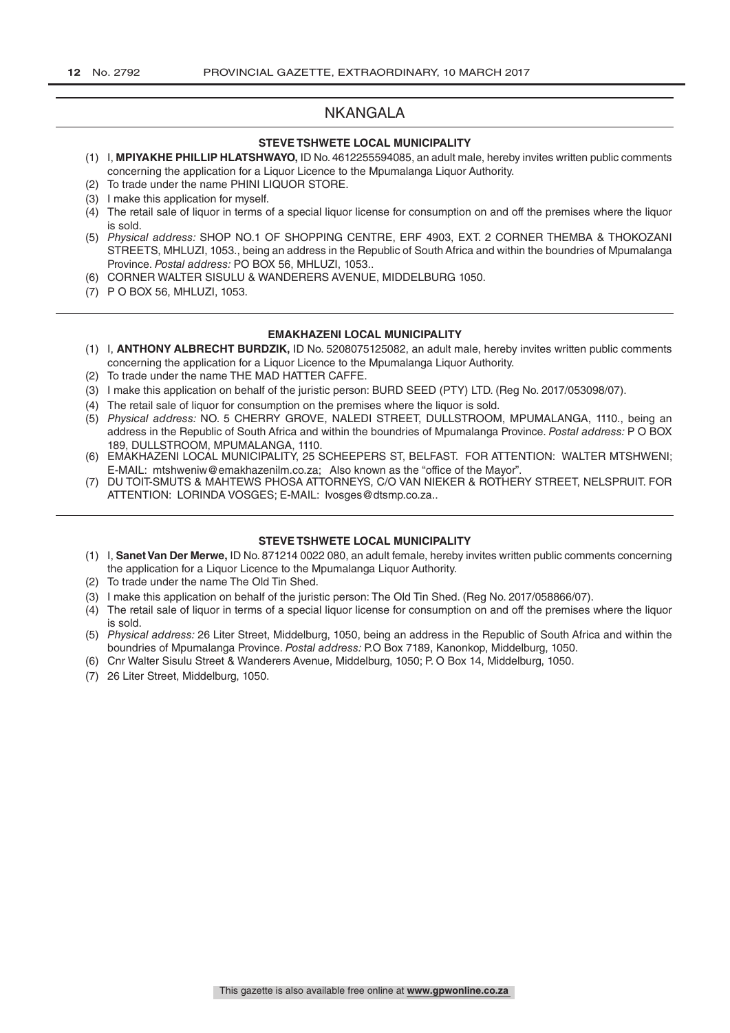# NKANGALA

### STEVE TSHWETE LOCAL MUNICIPALITY

(1) I, **MPIYAKHE PHILLIP HLATSHWAYO,** ID No. 4612255594085, an adult male, hereby invites written public comments concerning the application for a Liquor Licence to the Mpumalanga Liquor Authority.
(2) To trade under the name PHINI LIQUOR STORE.
(3) I make this application for myself.
(4) The retail sale of liquor in terms of a special liquor license for consumption on and off the premises where the liquor is sold.
(5) *Physical address:* SHOP NO.1 OF SHOPPING CENTRE, ERF 4903, EXT. 2 CORNER THEMBA & THOKOZANI STREETS, MHLUZI, 1053., being an address in the Republic of South Africa and within the boundries of Mpumalanga Province. *Postal address:* PO BOX 56, MHLUZI, 1053..
(6) CORNER WALTER SISULU & WANDERERS AVENUE, MIDDELBURG 1050.
(7) P O BOX 56, MHLUZI, 1053.

### EMAKHAZENI LOCAL MUNICIPALITY

(1) I, **ANTHONY ALBRECHT BURDZIK,** ID No. 5208075125082, an adult male, hereby invites written public comments concerning the application for a Liquor Licence to the Mpumalanga Liquor Authority.
(2) To trade under the name THE MAD HATTER CAFFE.
(3) I make this application on behalf of the juristic person: BURD SEED (PTY) LTD. (Reg No. 2017/053098/07).
(4) The retail sale of liquor for consumption on the premises where the liquor is sold.
(5) *Physical address:* NO. 5 CHERRY GROVE, NALEDI STREET, DULLSTROOM, MPUMALANGA, 1110., being an address in the Republic of South Africa and within the boundries of Mpumalanga Province. *Postal address:* P O BOX 189, DULLSTROOM, MPUMALANGA, 1110.
(6) EMAKHAZENI LOCAL MUNICIPALITY, 25 SCHEEPERS ST, BELFAST. FOR ATTENTION: WALTER MTSHWENI; E-MAIL: mtshweniw@emakhazenilm.co.za; Also known as the "office of the Mayor".
(7) DU TOIT-SMUTS & MAHTEWS PHOSA ATTORNEYS, C/O VAN NIEKER & ROTHERY STREET, NELSPRUIT. FOR ATTENTION: LORINDA VOSGES; E-MAIL: lvosges@dtsmp.co.za..

### STEVE TSHWETE LOCAL MUNICIPALITY

(1) I, **Sanet Van Der Merwe,** ID No. 871214 0022 080, an adult female, hereby invites written public comments concerning the application for a Liquor Licence to the Mpumalanga Liquor Authority.
(2) To trade under the name The Old Tin Shed.
(3) I make this application on behalf of the juristic person: The Old Tin Shed. (Reg No. 2017/058866/07).
(4) The retail sale of liquor in terms of a special liquor license for consumption on and off the premises where the liquor is sold.
(5) *Physical address:* 26 Liter Street, Middelburg, 1050, being an address in the Republic of South Africa and within the boundries of Mpumalanga Province. *Postal address:* P.O Box 7189, Kanonkop, Middelburg, 1050.
(6) Cnr Walter Sisulu Street & Wanderers Avenue, Middelburg, 1050; P. O Box 14, Middelburg, 1050.
(7) 26 Liter Street, Middelburg, 1050.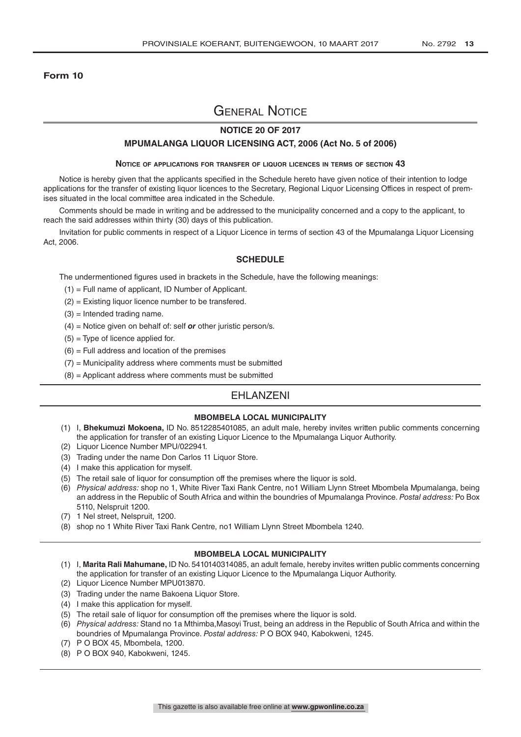**Form 10**

# General Notice

## NOTICE 20 OF 2017

## MPUMALANGA LIQUOR LICENSING ACT, 2006 (Act No. 5 of 2006)

### Notice of applications for transfer of liquor licences in terms of section 43

Notice is hereby given that the applicants specified in the Schedule hereto have given notice of their intention to lodge applications for the transfer of existing liquor licences to the Secretary, Regional Liquor Licensing Offices in respect of premises situated in the local committee area indicated in the Schedule.

Comments should be made in writing and be addressed to the municipality concerned and a copy to the applicant, to reach the said addresses within thirty (30) days of this publication.

Invitation for public comments in respect of a Liquor Licence in terms of section 43 of the Mpumalanga Liquor Licensing Act, 2006.

### SCHEDULE

The undermentioned figures used in brackets in the Schedule, have the following meanings:

(1) = Full name of applicant, ID Number of Applicant.

(2) = Existing liquor licence number to be transfered.

(3) = Intended trading name.

(4) = Notice given on behalf of: self ***or*** other juristic person/s.

(5) = Type of licence applied for.

(6) = Full address and location of the premises

(7) = Municipality address where comments must be submitted

(8) = Applicant address where comments must be submitted

## EHLANZENI

### MBOMBELA LOCAL MUNICIPALITY

(1) I, **Bhekumuzi Mokoena,** ID No. 8512285401085, an adult male, hereby invites written public comments concerning the application for transfer of an existing Liquor Licence to the Mpumalanga Liquor Authority.

(2) Liquor Licence Number MPU/022941.

(3) Trading under the name Don Carlos 11 Liquor Store.

(4) I make this application for myself.

(5) The retail sale of liquor for consumption off the premises where the liquor is sold.

(6) *Physical address:* shop no 1, White River Taxi Rank Centre, no1 William Llynn Street Mbombela Mpumalanga, being an address in the Republic of South Africa and within the boundries of Mpumalanga Province. *Postal address:* Po Box 5110, Nelspruit 1200.

(7) 1 Nel street, Nelspruit, 1200.

(8) shop no 1 White River Taxi Rank Centre, no1 William Llynn Street Mbombela 1240.

### MBOMBELA LOCAL MUNICIPALITY

(1) I, **Marita Rali Mahumane,** ID No. 5410140314085, an adult female, hereby invites written public comments concerning the application for transfer of an existing Liquor Licence to the Mpumalanga Liquor Authority.

(2) Liquor Licence Number MPU013870.

(3) Trading under the name Bakoena Liquor Store.

(4) I make this application for myself.

(5) The retail sale of liquor for consumption off the premises where the liquor is sold.

(6) *Physical address:* Stand no 1a Mthimba,Masoyi Trust, being an address in the Republic of South Africa and within the boundries of Mpumalanga Province. *Postal address:* P O BOX 940, Kabokweni, 1245.

(7) P O BOX 45, Mbombela, 1200.

(8) P O BOX 940, Kabokweni, 1245.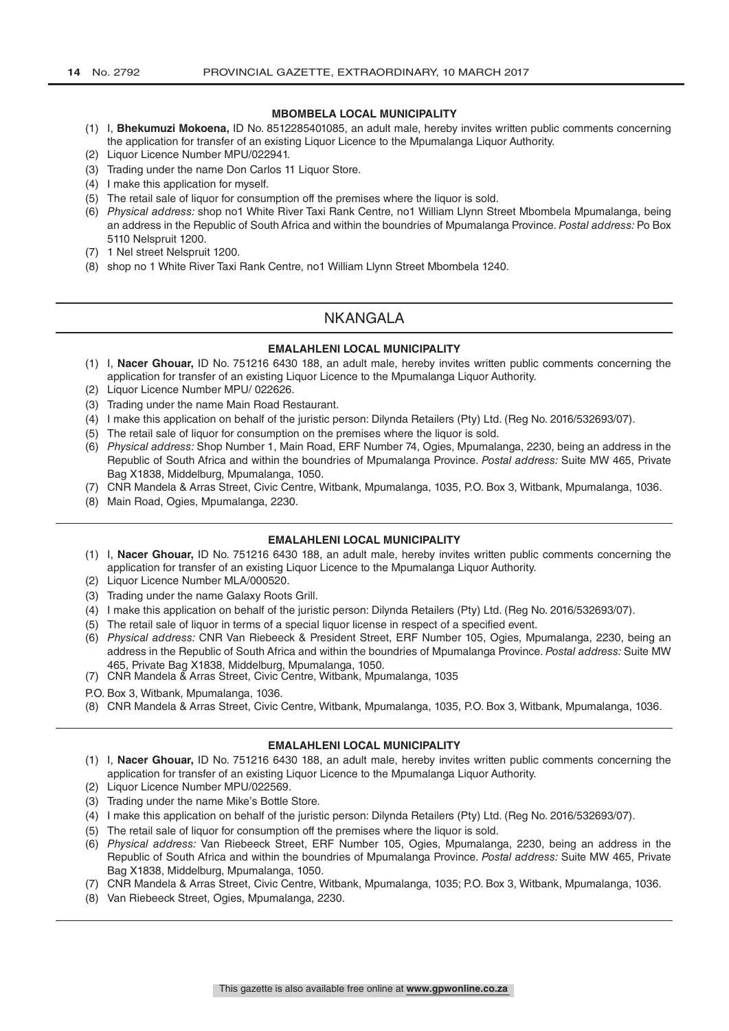### MBOMBELA LOCAL MUNICIPALITY

(1) I, **Bhekumuzi Mokoena,** ID No. 8512285401085, an adult male, hereby invites written public comments concerning the application for transfer of an existing Liquor Licence to the Mpumalanga Liquor Authority.
(2) Liquor Licence Number MPU/022941.
(3) Trading under the name Don Carlos 11 Liquor Store.
(4) I make this application for myself.
(5) The retail sale of liquor for consumption off the premises where the liquor is sold.
(6) *Physical address:* shop no1 White River Taxi Rank Centre, no1 William Llynn Street Mbombela Mpumalanga, being an address in the Republic of South Africa and within the boundries of Mpumalanga Province. *Postal address:* Po Box 5110 Nelspruit 1200.
(7) 1 Nel street Nelspruit 1200.
(8) shop no 1 White River Taxi Rank Centre, no1 William Llynn Street Mbombela 1240.

## NKANGALA

### EMALAHLENI LOCAL MUNICIPALITY

(1) I, **Nacer Ghouar,** ID No. 751216 6430 188, an adult male, hereby invites written public comments concerning the application for transfer of an existing Liquor Licence to the Mpumalanga Liquor Authority.
(2) Liquor Licence Number MPU/ 022626.
(3) Trading under the name Main Road Restaurant.
(4) I make this application on behalf of the juristic person: Dilynda Retailers (Pty) Ltd. (Reg No. 2016/532693/07).
(5) The retail sale of liquor for consumption on the premises where the liquor is sold.
(6) *Physical address:* Shop Number 1, Main Road, ERF Number 74, Ogies, Mpumalanga, 2230, being an address in the Republic of South Africa and within the boundries of Mpumalanga Province. *Postal address:* Suite MW 465, Private Bag X1838, Middelburg, Mpumalanga, 1050.
(7) CNR Mandela & Arras Street, Civic Centre, Witbank, Mpumalanga, 1035, P.O. Box 3, Witbank, Mpumalanga, 1036.
(8) Main Road, Ogies, Mpumalanga, 2230.

### EMALAHLENI LOCAL MUNICIPALITY

(1) I, **Nacer Ghouar,** ID No. 751216 6430 188, an adult male, hereby invites written public comments concerning the application for transfer of an existing Liquor Licence to the Mpumalanga Liquor Authority.
(2) Liquor Licence Number MLA/000520.
(3) Trading under the name Galaxy Roots Grill.
(4) I make this application on behalf of the juristic person: Dilynda Retailers (Pty) Ltd. (Reg No. 2016/532693/07).
(5) The retail sale of liquor in terms of a special liquor license in respect of a specified event.
(6) *Physical address:* CNR Van Riebeeck & President Street, ERF Number 105, Ogies, Mpumalanga, 2230, being an address in the Republic of South Africa and within the boundries of Mpumalanga Province. *Postal address:* Suite MW 465, Private Bag X1838, Middelburg, Mpumalanga, 1050.
(7) CNR Mandela & Arras Street, Civic Centre, Witbank, Mpumalanga, 1035

P.O. Box 3, Witbank, Mpumalanga, 1036.

(8) CNR Mandela & Arras Street, Civic Centre, Witbank, Mpumalanga, 1035, P.O. Box 3, Witbank, Mpumalanga, 1036.

### EMALAHLENI LOCAL MUNICIPALITY

(1) I, **Nacer Ghouar,** ID No. 751216 6430 188, an adult male, hereby invites written public comments concerning the application for transfer of an existing Liquor Licence to the Mpumalanga Liquor Authority.
(2) Liquor Licence Number MPU/022569.
(3) Trading under the name Mike's Bottle Store.
(4) I make this application on behalf of the juristic person: Dilynda Retailers (Pty) Ltd. (Reg No. 2016/532693/07).
(5) The retail sale of liquor for consumption off the premises where the liquor is sold.
(6) *Physical address:* Van Riebeeck Street, ERF Number 105, Ogies, Mpumalanga, 2230, being an address in the Republic of South Africa and within the boundries of Mpumalanga Province. *Postal address:* Suite MW 465, Private Bag X1838, Middelburg, Mpumalanga, 1050.
(7) CNR Mandela & Arras Street, Civic Centre, Witbank, Mpumalanga, 1035; P.O. Box 3, Witbank, Mpumalanga, 1036.
(8) Van Riebeeck Street, Ogies, Mpumalanga, 2230.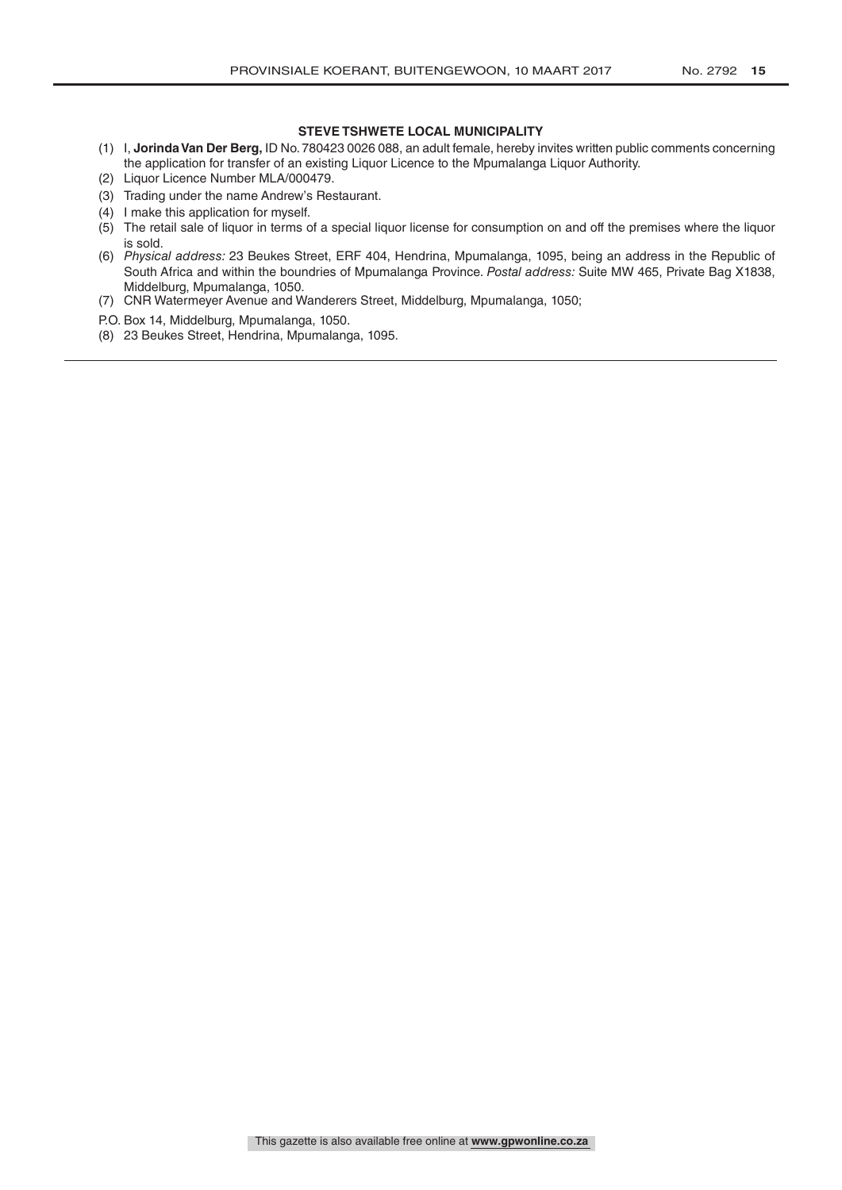**STEVE TSHWETE LOCAL MUNICIPALITY**

(1) I, **Jorinda Van Der Berg,** ID No. 780423 0026 088, an adult female, hereby invites written public comments concerning the application for transfer of an existing Liquor Licence to the Mpumalanga Liquor Authority.

(2) Liquor Licence Number MLA/000479.

(3) Trading under the name Andrew's Restaurant.

(4) I make this application for myself.

(5) The retail sale of liquor in terms of a special liquor license for consumption on and off the premises where the liquor is sold.

(6) *Physical address:* 23 Beukes Street, ERF 404, Hendrina, Mpumalanga, 1095, being an address in the Republic of South Africa and within the boundries of Mpumalanga Province. *Postal address:* Suite MW 465, Private Bag X1838, Middelburg, Mpumalanga, 1050.

(7) CNR Watermeyer Avenue and Wanderers Street, Middelburg, Mpumalanga, 1050;

P.O. Box 14, Middelburg, Mpumalanga, 1050.

(8) 23 Beukes Street, Hendrina, Mpumalanga, 1095.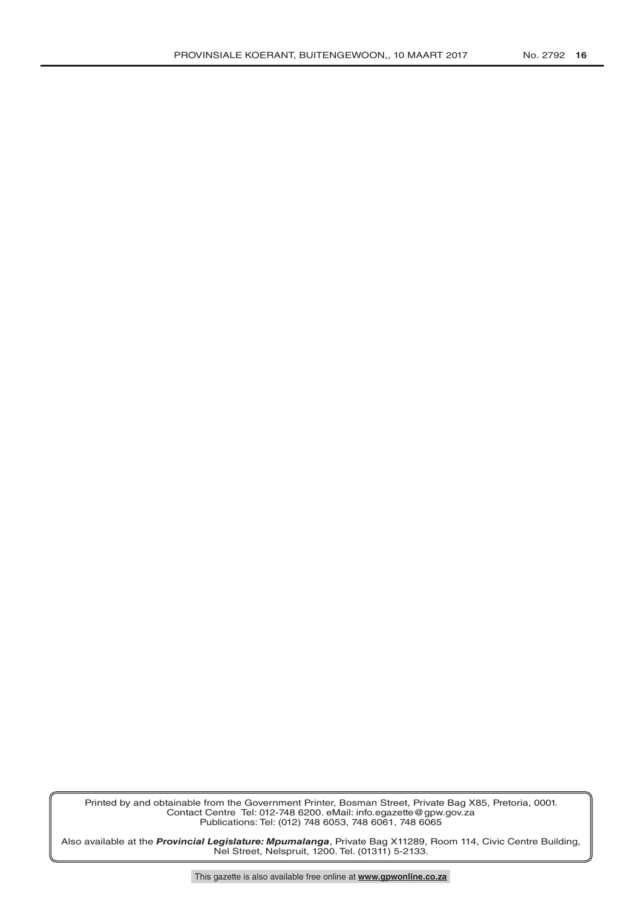Printed by and obtainable from the Government Printer, Bosman Street, Private Bag X85, Pretoria, 0001.
Contact Centre Tel: 012-748 6200. eMail: info.egazette@gpw.gov.za
Publications: Tel: (012) 748 6053, 748 6061, 748 6065

Also available at the ***Provincial Legislature: Mpumalanga***, Private Bag X11289, Room 114, Civic Centre Building, Nel Street, Nelspruit, 1200. Tel. (01311) 5-2133.

This gazette is also available free online at **www.gpwonline.co.za**